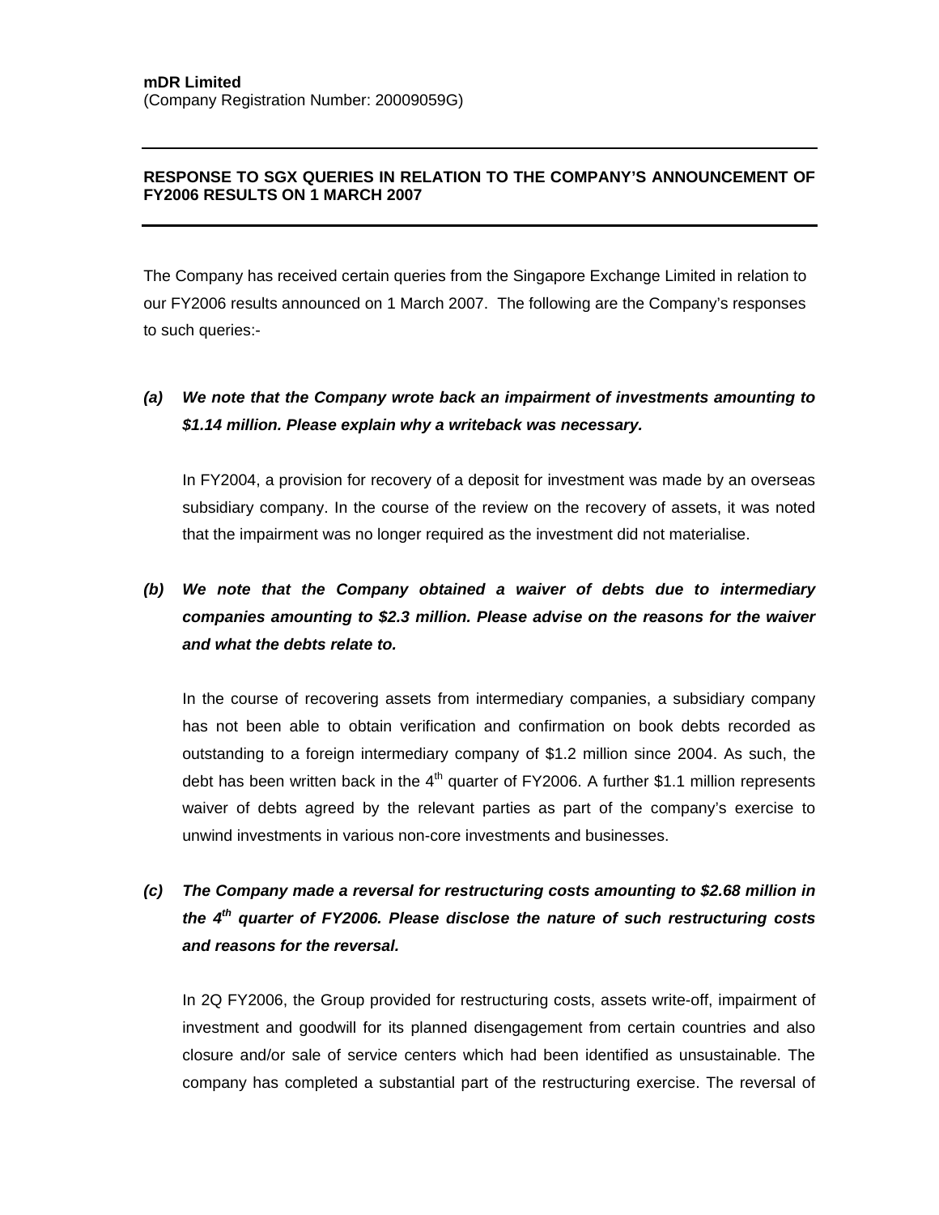**mDR Limited**
(Company Registration Number: 20009059G)

---

**RESPONSE TO SGX QUERIES IN RELATION TO THE COMPANY'S ANNOUNCEMENT OF FY2006 RESULTS ON 1 MARCH 2007**

---

The Company has received certain queries from the Singapore Exchange Limited in relation to our FY2006 results announced on 1 March 2007. The following are the Company's responses to such queries:-

***(a) We note that the Company wrote back an impairment of investments amounting to $1.14 million. Please explain why a writeback was necessary.***

In FY2004, a provision for recovery of a deposit for investment was made by an overseas subsidiary company. In the course of the review on the recovery of assets, it was noted that the impairment was no longer required as the investment did not materialise.

***(b) We note that the Company obtained a waiver of debts due to intermediary companies amounting to $2.3 million. Please advise on the reasons for the waiver and what the debts relate to.***

In the course of recovering assets from intermediary companies, a subsidiary company has not been able to obtain verification and confirmation on book debts recorded as outstanding to a foreign intermediary company of $1.2 million since 2004. As such, the debt has been written back in the 4th quarter of FY2006. A further $1.1 million represents waiver of debts agreed by the relevant parties as part of the company's exercise to unwind investments in various non-core investments and businesses.

***(c) The Company made a reversal for restructuring costs amounting to $2.68 million in the 4th quarter of FY2006. Please disclose the nature of such restructuring costs and reasons for the reversal.***

In 2Q FY2006, the Group provided for restructuring costs, assets write-off, impairment of investment and goodwill for its planned disengagement from certain countries and also closure and/or sale of service centers which had been identified as unsustainable. The company has completed a substantial part of the restructuring exercise. The reversal of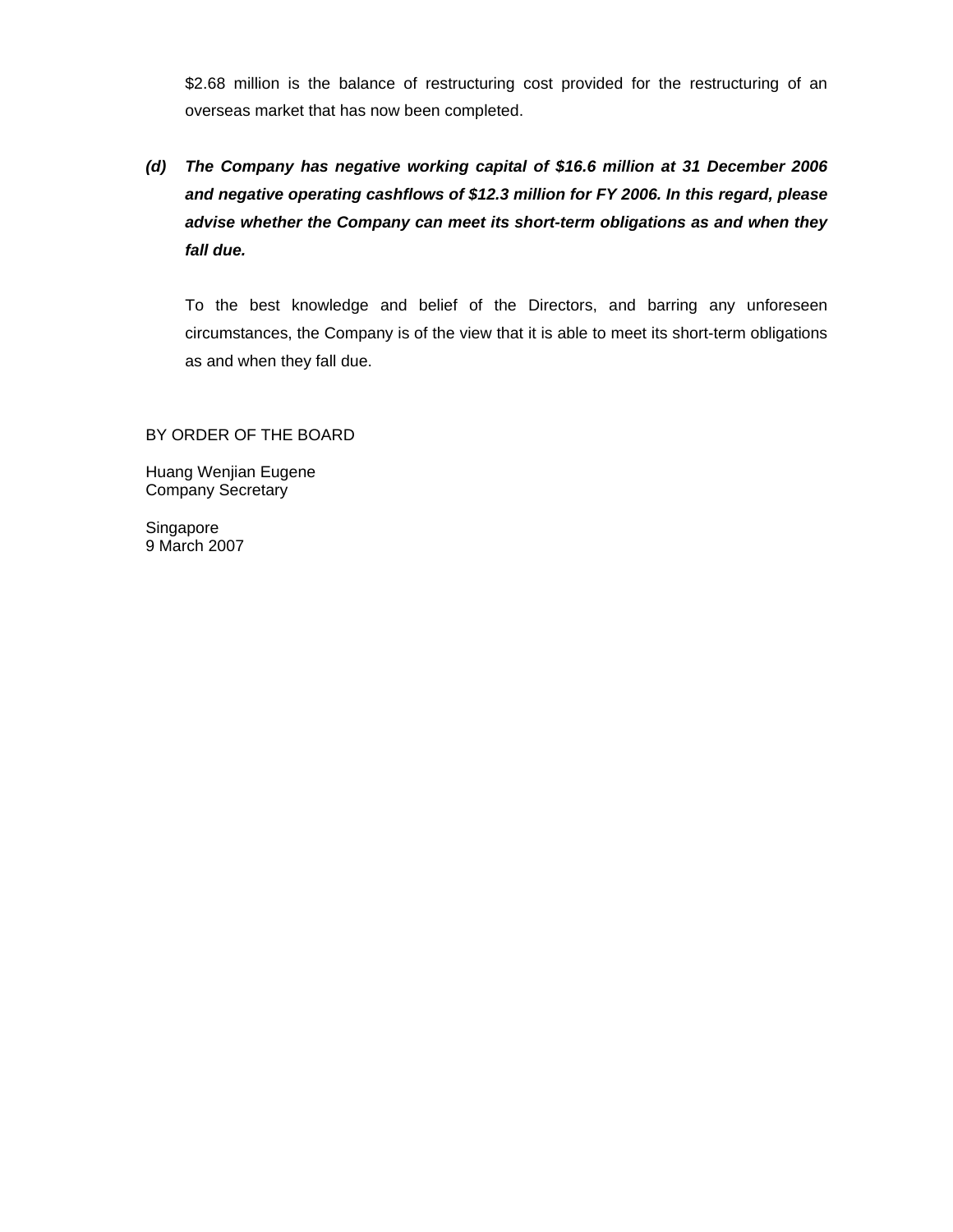$2.68 million is the balance of restructuring cost provided for the restructuring of an overseas market that has now been completed.

***(d) The Company has negative working capital of $16.6 million at 31 December 2006 and negative operating cashflows of $12.3 million for FY 2006. In this regard, please advise whether the Company can meet its short-term obligations as and when they fall due.***

To the best knowledge and belief of the Directors, and barring any unforeseen circumstances, the Company is of the view that it is able to meet its short-term obligations as and when they fall due.

BY ORDER OF THE BOARD

Huang Wenjian Eugene
Company Secretary

Singapore
9 March 2007